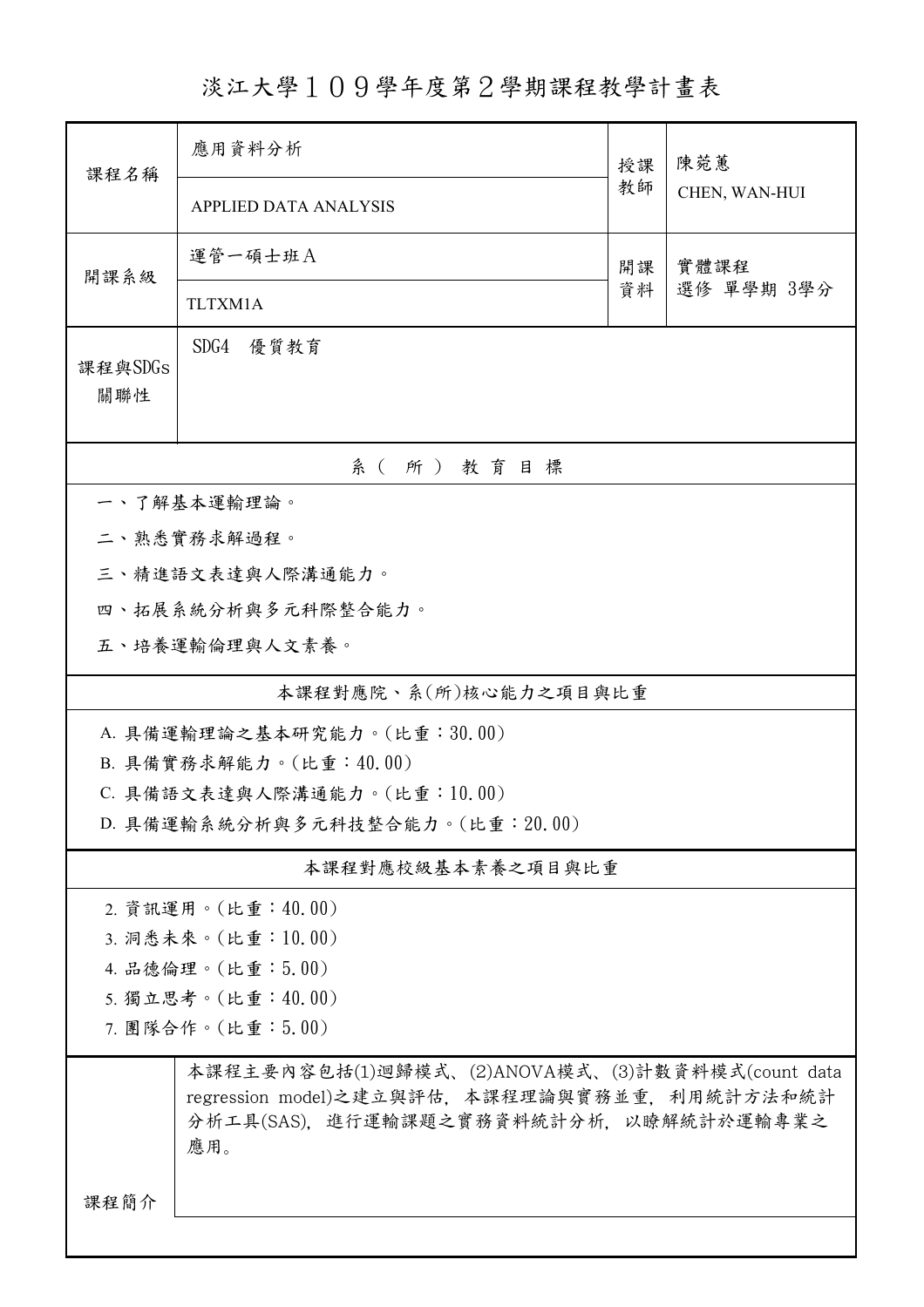# 淡江大學１０９學年度第２學期課程教學計畫表

| 課程名稱 | 應用資料分析 | 授課教師 | 陳菀蕙 |
|---|---|---|---|
| | APPLIED DATA ANALYSIS | | CHEN, WAN-HUI |
| 開課系級 | 運管一碩士班Ａ | 開課資料 | 實體課程<br>選修 單學期 3學分 |
| | TLTXM1A | | |
| 課程與SDGs關聯性 | SDG4 優質教育 | | |

## 系（所）教育目標

一、了解基本運輸理論。

二、熟悉實務求解過程。

三、精進語文表達與人際溝通能力。

四、拓展系統分析與多元科際整合能力。

五、培養運輸倫理與人文素養。

## 本課程對應院、系(所)核心能力之項目與比重

A. 具備運輸理論之基本研究能力。(比重：30.00)

B. 具備實務求解能力。(比重：40.00)

C. 具備語文表達與人際溝通能力。(比重：10.00)

D. 具備運輸系統分析與多元科技整合能力。(比重：20.00)

## 本課程對應校級基本素養之項目與比重

2. 資訊運用。(比重：40.00)

3. 洞悉未來。(比重：10.00)

4. 品德倫理。(比重：5.00)

5. 獨立思考。(比重：40.00)

7. 團隊合作。(比重：5.00)

## 課程簡介

本課程主要內容包括(1)迴歸模式、(2)ANOVA模式、(3)計數資料模式(count data regression model)之建立與評估，本課程理論與實務並重，利用統計方法和統計分析工具(SAS)，進行運輸課題之實務資料統計分析，以瞭解統計於運輸專業之應用。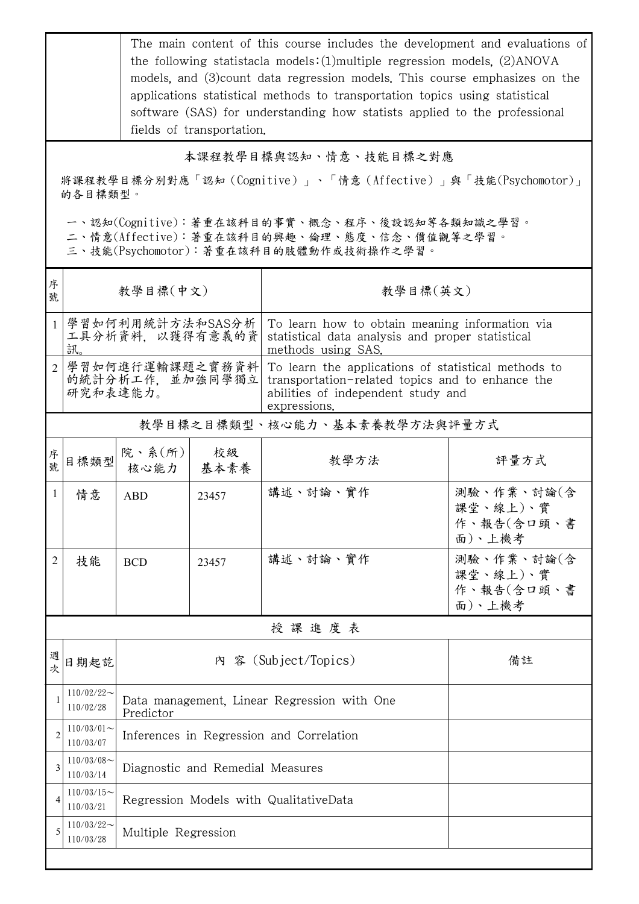| | The main content of this course includes the development and evaluations of the following statistacla models:(1)multiple regression models, (2)ANOVA models, and (3)count data regression models. This course emphasizes on the applications statistical methods to transportation topics using statistical software (SAS) for understanding how statists applied to the professional fields of transportation. |
|---|---|

## 本課程教學目標與認知、情意、技能目標之對應

將課程教學目標分別對應「認知（Cognitive）」、「情意（Affective）」與「技能(Psychomotor)」的各目標類型。

一、認知(Cognitive)：著重在該科目的事實、概念、程序、後設認知等各類知識之學習。
二、情意(Affective)：著重在該科目的興趣、倫理、態度、信念、價值觀等之學習。
三、技能(Psychomotor)：著重在該科目的肢體動作或技術操作之學習。

| 序號 | 教學目標(中文) | 教學目標(英文) |
|---|---|---|
| 1 | 學習如何利用統計方法和SAS分析工具分析資料，以獲得有意義的資訊。 | To learn how to obtain meaning information via statistical data analysis and proper statistical methods using SAS. |
| 2 | 學習如何進行運輸課題之實務資料的統計分析工作，並加強同學獨立研究和表達能力。 | To learn the applications of statistical methods to transportation-related topics and to enhance the abilities of independent study and expressions. |

## 教學目標之目標類型、核心能力、基本素養教學方法與評量方式

| 序號 | 目標類型 | 院、系(所)核心能力 | 校級基本素養 | 教學方法 | 評量方式 |
|---|---|---|---|---|---|
| 1 | 情意 | ABD | 23457 | 講述、討論、實作 | 測驗、作業、討論(含課堂、線上)、實作、報告(含口頭、書面)、上機考 |
| 2 | 技能 | BCD | 23457 | 講述、討論、實作 | 測驗、作業、討論(含課堂、線上)、實作、報告(含口頭、書面)、上機考 |

## 授課進度表

| 週次 | 日期起訖 | 內 容 (Subject/Topics) | 備註 |
|---|---|---|---|
| 1 | 110/02/22～110/02/28 | Data management, Linear Regression with One Predictor | |
| 2 | 110/03/01～110/03/07 | Inferences in Regression and Correlation | |
| 3 | 110/03/08～110/03/14 | Diagnostic and Remedial Measures | |
| 4 | 110/03/15～110/03/21 | Regression Models with QualitativeData | |
| 5 | 110/03/22～110/03/28 | Multiple Regression | |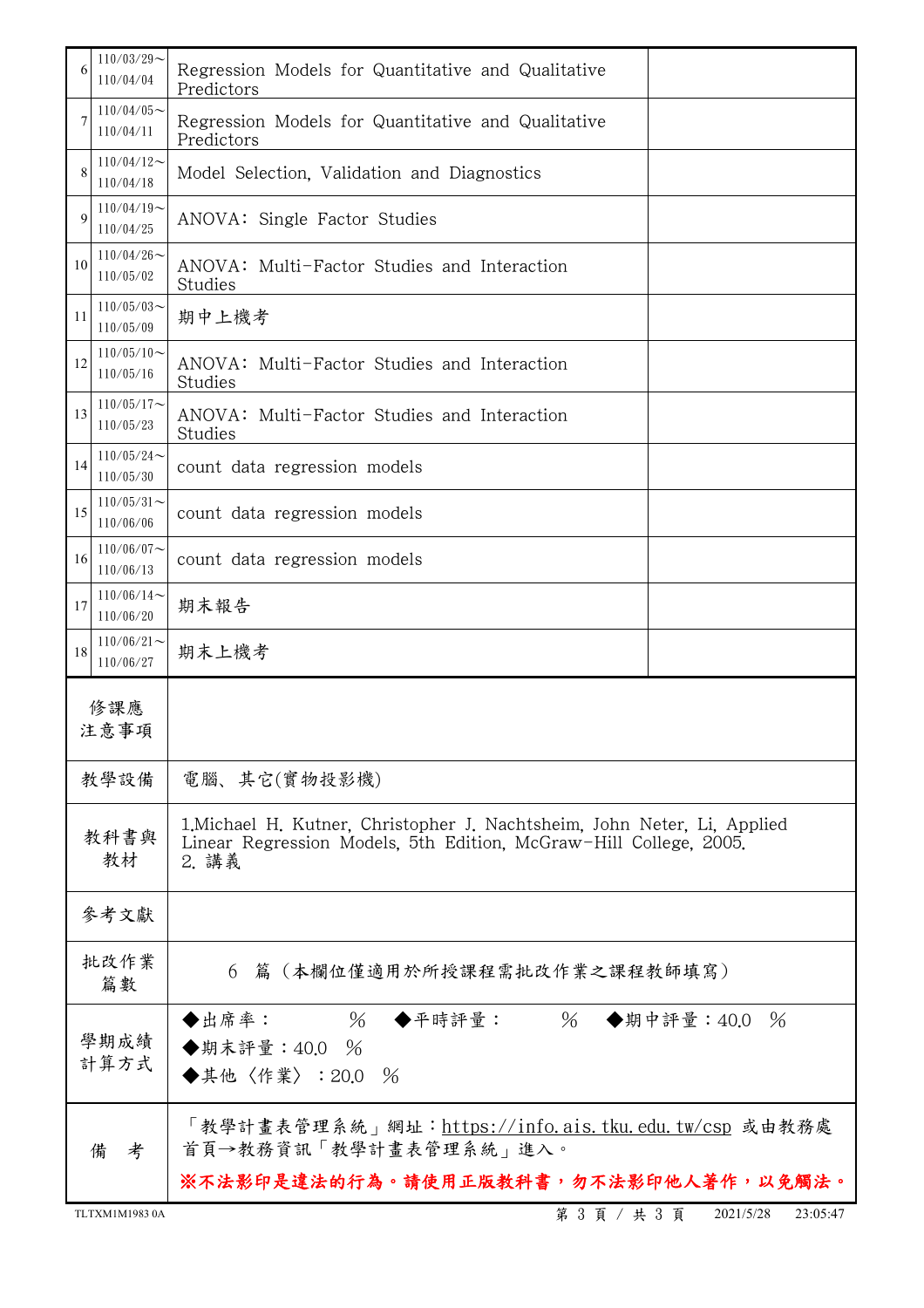| | | | |
|---|---|---|---|
| 6 | 110/03/29～<br>110/04/04 | Regression Models for Quantitative and Qualitative Predictors | |
| 7 | 110/04/05～<br>110/04/11 | Regression Models for Quantitative and Qualitative Predictors | |
| 8 | 110/04/12～<br>110/04/18 | Model Selection, Validation and Diagnostics | |
| 9 | 110/04/19～<br>110/04/25 | ANOVA: Single Factor Studies | |
| 10 | 110/04/26～<br>110/05/02 | ANOVA: Multi-Factor Studies and Interaction Studies | |
| 11 | 110/05/03～<br>110/05/09 | 期中上機考 | |
| 12 | 110/05/10～<br>110/05/16 | ANOVA: Multi-Factor Studies and Interaction Studies | |
| 13 | 110/05/17～<br>110/05/23 | ANOVA: Multi-Factor Studies and Interaction Studies | |
| 14 | 110/05/24～<br>110/05/30 | count data regression models | |
| 15 | 110/05/31～<br>110/06/06 | count data regression models | |
| 16 | 110/06/07～<br>110/06/13 | count data regression models | |
| 17 | 110/06/14～<br>110/06/20 | 期末報告 | |
| 18 | 110/06/21～<br>110/06/27 | 期末上機考 | |

| | |
|---|---|
| 修課應注意事項 | |
| 教學設備 | 電腦、其它(實物投影機) |
| 教科書與教材 | 1.Michael H. Kutner, Christopher J. Nachtsheim, John Neter, Li, Applied Linear Regression Models, 5th Edition, McGraw-Hill College, 2005.<br>2. 講義 |
| 參考文獻 | |
| 批改作業篇數 | 6 篇（本欄位僅適用於所授課程需批改作業之課程教師填寫） |
| 學期成績計算方式 | ◆出席率： % ◆平時評量： % ◆期中評量：40.0 %<br>◆期末評量：40.0 %<br>◆其他〈作業〉：20.0 % |
| 備 考 | 「教學計畫表管理系統」網址：https://info.ais.tku.edu.tw/csp 或由教務處首頁→教務資訊「教學計畫表管理系統」進入。<br>**※不法影印是違法的行為。請使用正版教科書，勿不法影印他人著作，以免觸法。** |

TLTXM1M1983 0A 2021/5/28 23:05:47